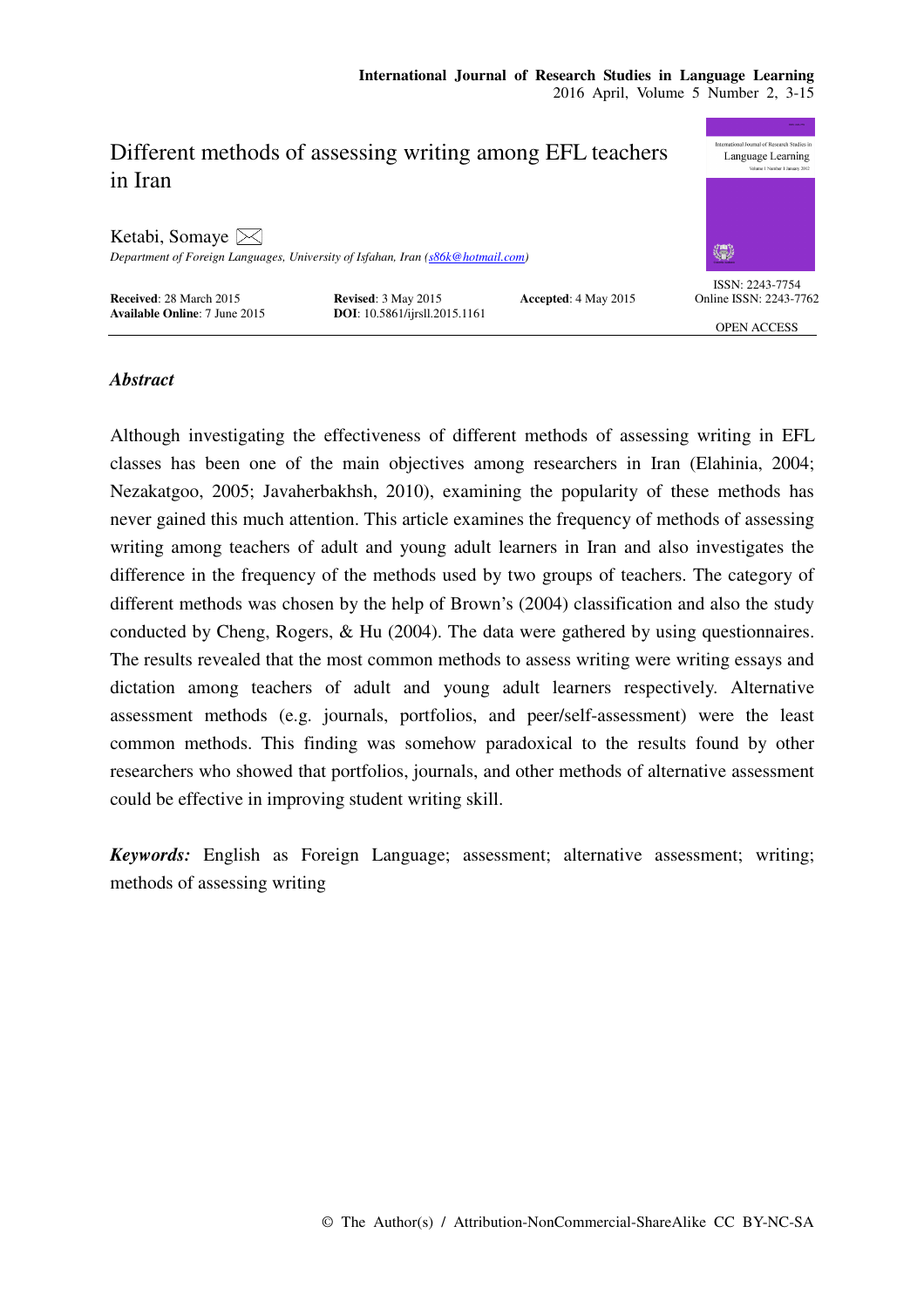# Different methods of assessing writing among EFL teachers in Iran

Ketabi, Somaye

*Department of Foreign Languages, University of Isfahan, Iran (s86k@hotmail.com)*

**Received**: 28 March 2015 **Revised**: 3 May 2015 **Accepted**: 4 May 2015
**Available Online**: 7 June 2015 **DOI**: 10.5861/ijrsll.2015.1161

ISSN: 2243-7754
Online ISSN: 2243-7762

OPEN ACCESS

## *Abstract*

Although investigating the effectiveness of different methods of assessing writing in EFL classes has been one of the main objectives among researchers in Iran (Elahinia, 2004; Nezakatgoo, 2005; Javaherbakhsh, 2010), examining the popularity of these methods has never gained this much attention. This article examines the frequency of methods of assessing writing among teachers of adult and young adult learners in Iran and also investigates the difference in the frequency of the methods used by two groups of teachers. The category of different methods was chosen by the help of Brown's (2004) classification and also the study conducted by Cheng, Rogers, & Hu (2004). The data were gathered by using questionnaires. The results revealed that the most common methods to assess writing were writing essays and dictation among teachers of adult and young adult learners respectively. Alternative assessment methods (e.g. journals, portfolios, and peer/self-assessment) were the least common methods. This finding was somehow paradoxical to the results found by other researchers who showed that portfolios, journals, and other methods of alternative assessment could be effective in improving student writing skill.

***Keywords:*** English as Foreign Language; assessment; alternative assessment; writing; methods of assessing writing

© The Author(s) / Attribution-NonCommercial-ShareAlike CC BY-NC-SA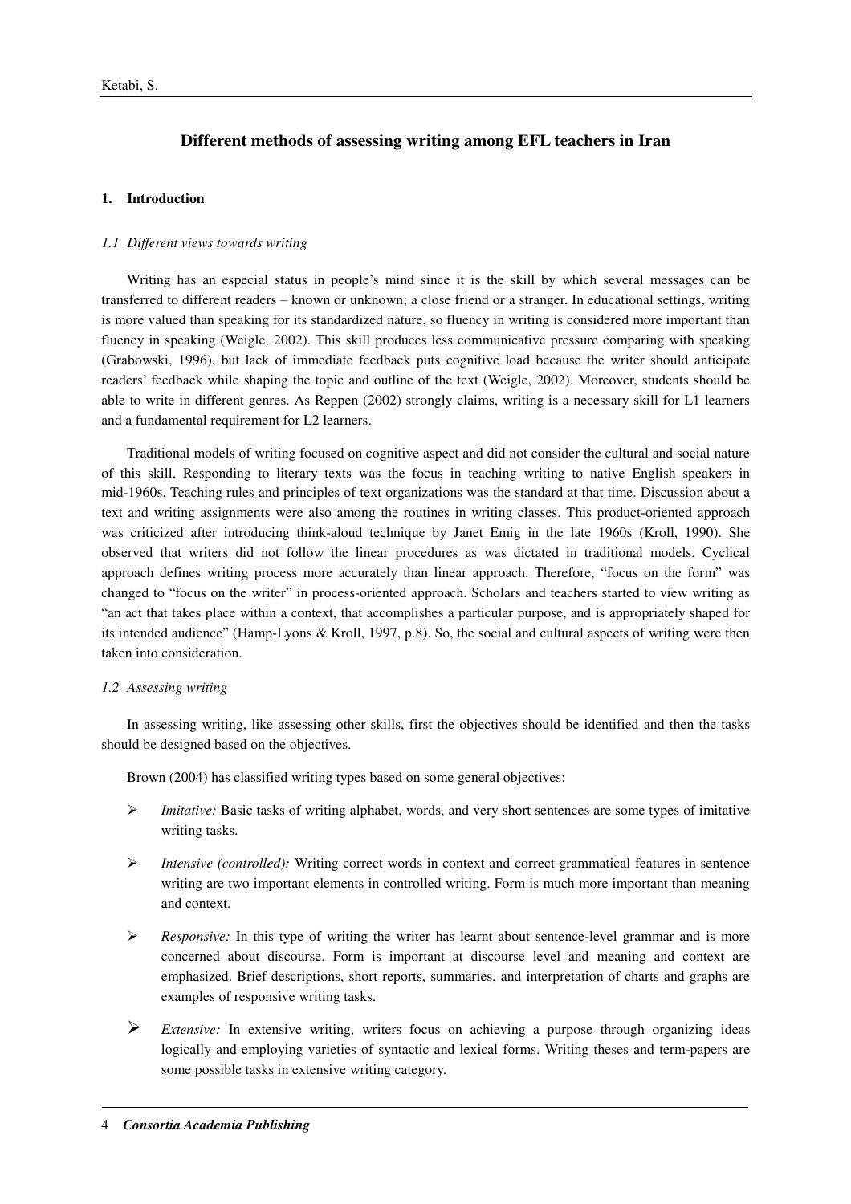## Different methods of assessing writing among EFL teachers in Iran

### 1. Introduction

#### *1.1 Different views towards writing*

Writing has an especial status in people's mind since it is the skill by which several messages can be transferred to different readers – known or unknown; a close friend or a stranger. In educational settings, writing is more valued than speaking for its standardized nature, so fluency in writing is considered more important than fluency in speaking (Weigle, 2002). This skill produces less communicative pressure comparing with speaking (Grabowski, 1996), but lack of immediate feedback puts cognitive load because the writer should anticipate readers' feedback while shaping the topic and outline of the text (Weigle, 2002). Moreover, students should be able to write in different genres. As Reppen (2002) strongly claims, writing is a necessary skill for L1 learners and a fundamental requirement for L2 learners.

Traditional models of writing focused on cognitive aspect and did not consider the cultural and social nature of this skill. Responding to literary texts was the focus in teaching writing to native English speakers in mid-1960s. Teaching rules and principles of text organizations was the standard at that time. Discussion about a text and writing assignments were also among the routines in writing classes. This product-oriented approach was criticized after introducing think-aloud technique by Janet Emig in the late 1960s (Kroll, 1990). She observed that writers did not follow the linear procedures as was dictated in traditional models. Cyclical approach defines writing process more accurately than linear approach. Therefore, "focus on the form" was changed to "focus on the writer" in process-oriented approach. Scholars and teachers started to view writing as "an act that takes place within a context, that accomplishes a particular purpose, and is appropriately shaped for its intended audience" (Hamp-Lyons & Kroll, 1997, p.8). So, the social and cultural aspects of writing were then taken into consideration.

#### *1.2 Assessing writing*

In assessing writing, like assessing other skills, first the objectives should be identified and then the tasks should be designed based on the objectives.

Brown (2004) has classified writing types based on some general objectives:

- *Imitative:* Basic tasks of writing alphabet, words, and very short sentences are some types of imitative writing tasks.
- *Intensive (controlled):* Writing correct words in context and correct grammatical features in sentence writing are two important elements in controlled writing. Form is much more important than meaning and context.
- *Responsive:* In this type of writing the writer has learnt about sentence-level grammar and is more concerned about discourse. Form is important at discourse level and meaning and context are emphasized. Brief descriptions, short reports, summaries, and interpretation of charts and graphs are examples of responsive writing tasks.
- *Extensive:* In extensive writing, writers focus on achieving a purpose through organizing ideas logically and employing varieties of syntactic and lexical forms. Writing theses and term-papers are some possible tasks in extensive writing category.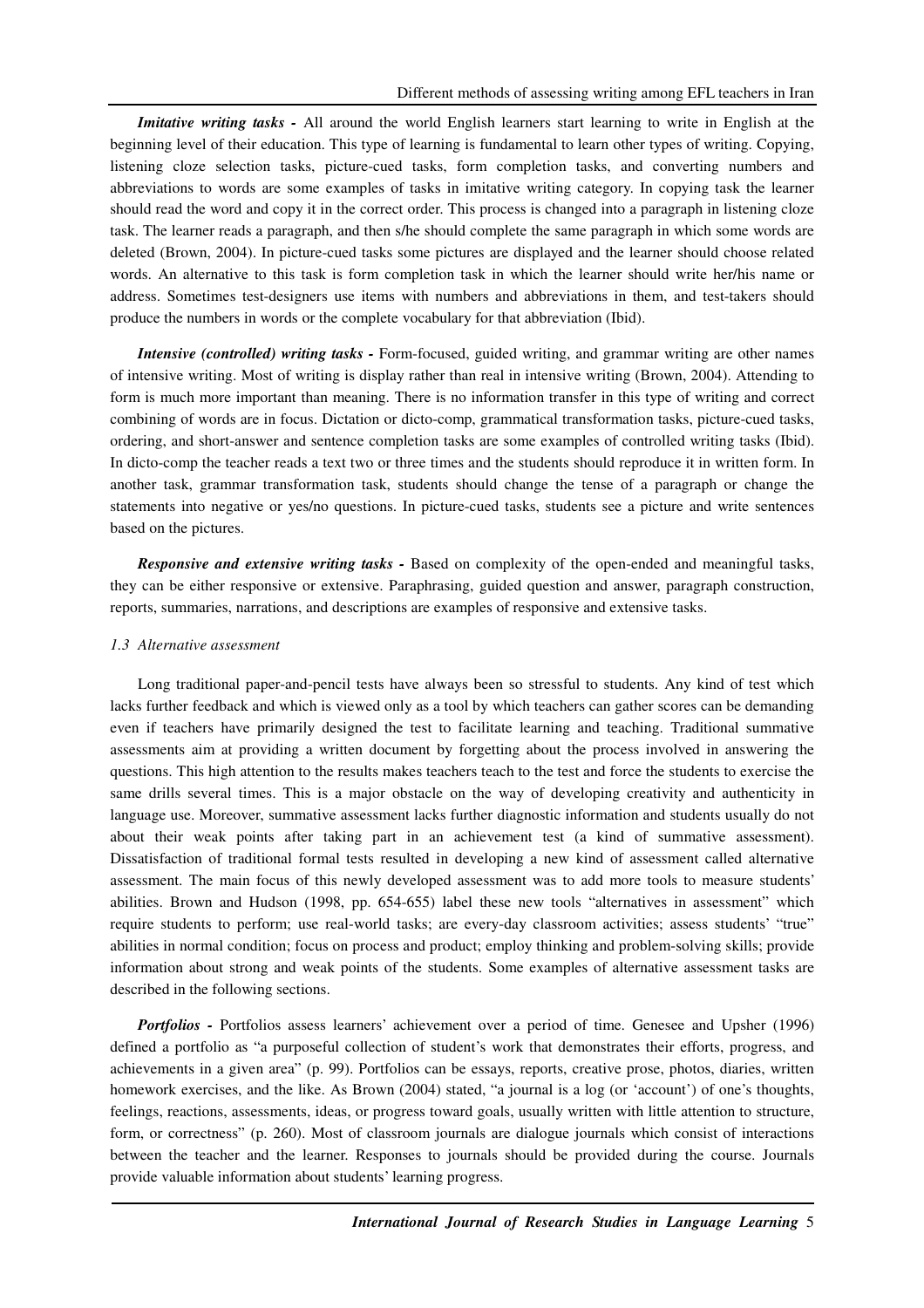***Imitative writing tasks -*** All around the world English learners start learning to write in English at the beginning level of their education. This type of learning is fundamental to learn other types of writing. Copying, listening cloze selection tasks, picture-cued tasks, form completion tasks, and converting numbers and abbreviations to words are some examples of tasks in imitative writing category. In copying task the learner should read the word and copy it in the correct order. This process is changed into a paragraph in listening cloze task. The learner reads a paragraph, and then s/he should complete the same paragraph in which some words are deleted (Brown, 2004). In picture-cued tasks some pictures are displayed and the learner should choose related words. An alternative to this task is form completion task in which the learner should write her/his name or address. Sometimes test-designers use items with numbers and abbreviations in them, and test-takers should produce the numbers in words or the complete vocabulary for that abbreviation (Ibid).

***Intensive (controlled) writing tasks -*** Form-focused, guided writing, and grammar writing are other names of intensive writing. Most of writing is display rather than real in intensive writing (Brown, 2004). Attending to form is much more important than meaning. There is no information transfer in this type of writing and correct combining of words are in focus. Dictation or dicto-comp, grammatical transformation tasks, picture-cued tasks, ordering, and short-answer and sentence completion tasks are some examples of controlled writing tasks (Ibid). In dicto-comp the teacher reads a text two or three times and the students should reproduce it in written form. In another task, grammar transformation task, students should change the tense of a paragraph or change the statements into negative or yes/no questions. In picture-cued tasks, students see a picture and write sentences based on the pictures.

***Responsive and extensive writing tasks -*** Based on complexity of the open-ended and meaningful tasks, they can be either responsive or extensive. Paraphrasing, guided question and answer, paragraph construction, reports, summaries, narrations, and descriptions are examples of responsive and extensive tasks.

### *1.3 Alternative assessment*

Long traditional paper-and-pencil tests have always been so stressful to students. Any kind of test which lacks further feedback and which is viewed only as a tool by which teachers can gather scores can be demanding even if teachers have primarily designed the test to facilitate learning and teaching. Traditional summative assessments aim at providing a written document by forgetting about the process involved in answering the questions. This high attention to the results makes teachers teach to the test and force the students to exercise the same drills several times. This is a major obstacle on the way of developing creativity and authenticity in language use. Moreover, summative assessment lacks further diagnostic information and students usually do not about their weak points after taking part in an achievement test (a kind of summative assessment). Dissatisfaction of traditional formal tests resulted in developing a new kind of assessment called alternative assessment. The main focus of this newly developed assessment was to add more tools to measure students' abilities. Brown and Hudson (1998, pp. 654-655) label these new tools "alternatives in assessment" which require students to perform; use real-world tasks; are every-day classroom activities; assess students' "true" abilities in normal condition; focus on process and product; employ thinking and problem-solving skills; provide information about strong and weak points of the students. Some examples of alternative assessment tasks are described in the following sections.

***Portfolios -*** Portfolios assess learners' achievement over a period of time. Genesee and Upsher (1996) defined a portfolio as "a purposeful collection of student's work that demonstrates their efforts, progress, and achievements in a given area" (p. 99). Portfolios can be essays, reports, creative prose, photos, diaries, written homework exercises, and the like. As Brown (2004) stated, "a journal is a log (or 'account') of one's thoughts, feelings, reactions, assessments, ideas, or progress toward goals, usually written with little attention to structure, form, or correctness" (p. 260). Most of classroom journals are dialogue journals which consist of interactions between the teacher and the learner. Responses to journals should be provided during the course. Journals provide valuable information about students' learning progress.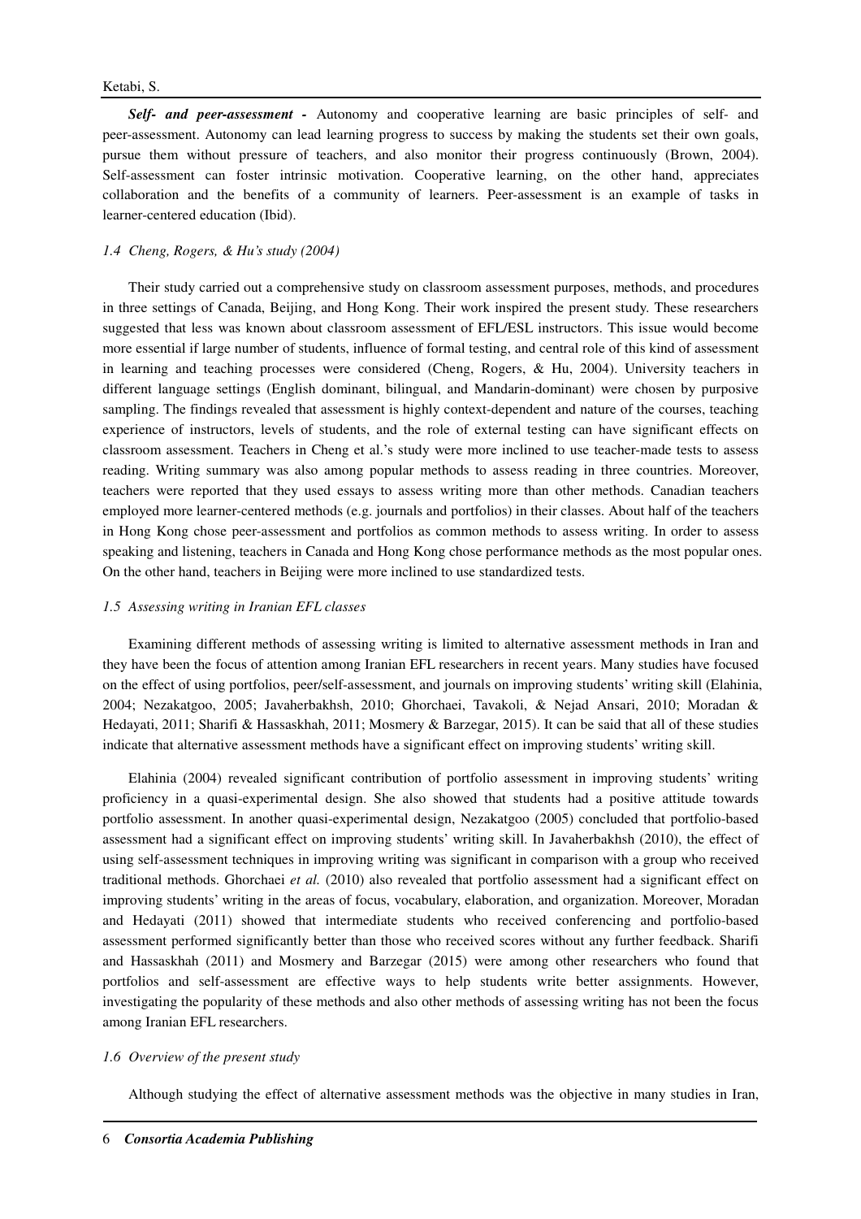***Self- and peer-assessment -*** Autonomy and cooperative learning are basic principles of self- and peer-assessment. Autonomy can lead learning progress to success by making the students set their own goals, pursue them without pressure of teachers, and also monitor their progress continuously (Brown, 2004). Self-assessment can foster intrinsic motivation. Cooperative learning, on the other hand, appreciates collaboration and the benefits of a community of learners. Peer-assessment is an example of tasks in learner-centered education (Ibid).

### *1.4 Cheng, Rogers, & Hu's study (2004)*

Their study carried out a comprehensive study on classroom assessment purposes, methods, and procedures in three settings of Canada, Beijing, and Hong Kong. Their work inspired the present study. These researchers suggested that less was known about classroom assessment of EFL/ESL instructors. This issue would become more essential if large number of students, influence of formal testing, and central role of this kind of assessment in learning and teaching processes were considered (Cheng, Rogers, & Hu, 2004). University teachers in different language settings (English dominant, bilingual, and Mandarin-dominant) were chosen by purposive sampling. The findings revealed that assessment is highly context-dependent and nature of the courses, teaching experience of instructors, levels of students, and the role of external testing can have significant effects on classroom assessment. Teachers in Cheng et al.'s study were more inclined to use teacher-made tests to assess reading. Writing summary was also among popular methods to assess reading in three countries. Moreover, teachers were reported that they used essays to assess writing more than other methods. Canadian teachers employed more learner-centered methods (e.g. journals and portfolios) in their classes. About half of the teachers in Hong Kong chose peer-assessment and portfolios as common methods to assess writing. In order to assess speaking and listening, teachers in Canada and Hong Kong chose performance methods as the most popular ones. On the other hand, teachers in Beijing were more inclined to use standardized tests.

### *1.5 Assessing writing in Iranian EFL classes*

Examining different methods of assessing writing is limited to alternative assessment methods in Iran and they have been the focus of attention among Iranian EFL researchers in recent years. Many studies have focused on the effect of using portfolios, peer/self-assessment, and journals on improving students' writing skill (Elahinia, 2004; Nezakatgoo, 2005; Javaherbakhsh, 2010; Ghorchaei, Tavakoli, & Nejad Ansari, 2010; Moradan & Hedayati, 2011; Sharifi & Hassaskhah, 2011; Mosmery & Barzegar, 2015). It can be said that all of these studies indicate that alternative assessment methods have a significant effect on improving students' writing skill.

Elahinia (2004) revealed significant contribution of portfolio assessment in improving students' writing proficiency in a quasi-experimental design. She also showed that students had a positive attitude towards portfolio assessment. In another quasi-experimental design, Nezakatgoo (2005) concluded that portfolio-based assessment had a significant effect on improving students' writing skill. In Javaherbakhsh (2010), the effect of using self-assessment techniques in improving writing was significant in comparison with a group who received traditional methods. Ghorchaei *et al.* (2010) also revealed that portfolio assessment had a significant effect on improving students' writing in the areas of focus, vocabulary, elaboration, and organization. Moreover, Moradan and Hedayati (2011) showed that intermediate students who received conferencing and portfolio-based assessment performed significantly better than those who received scores without any further feedback. Sharifi and Hassaskhah (2011) and Mosmery and Barzegar (2015) were among other researchers who found that portfolios and self-assessment are effective ways to help students write better assignments. However, investigating the popularity of these methods and also other methods of assessing writing has not been the focus among Iranian EFL researchers.

### *1.6 Overview of the present study*

Although studying the effect of alternative assessment methods was the objective in many studies in Iran,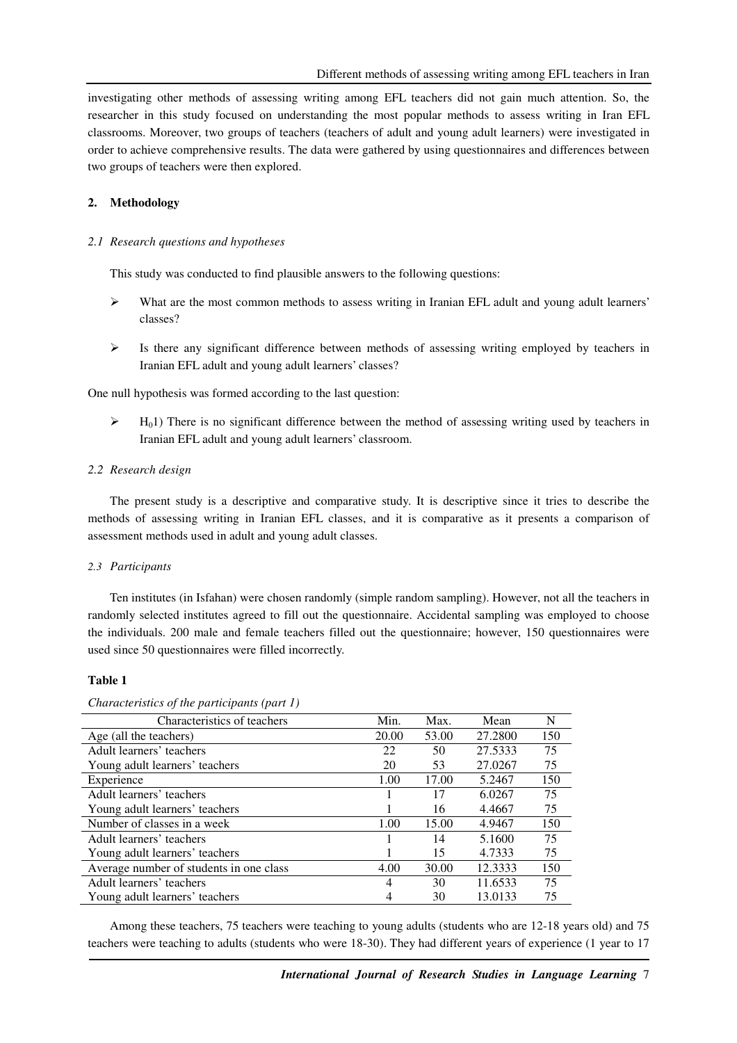investigating other methods of assessing writing among EFL teachers did not gain much attention. So, the researcher in this study focused on understanding the most popular methods to assess writing in Iran EFL classrooms. Moreover, two groups of teachers (teachers of adult and young adult learners) were investigated in order to achieve comprehensive results. The data were gathered by using questionnaires and differences between two groups of teachers were then explored.

## 2. Methodology

### *2.1 Research questions and hypotheses*

This study was conducted to find plausible answers to the following questions:

- What are the most common methods to assess writing in Iranian EFL adult and young adult learners' classes?
- Is there any significant difference between methods of assessing writing employed by teachers in Iranian EFL adult and young adult learners' classes?

One null hypothesis was formed according to the last question:

- $H_0$1) There is no significant difference between the method of assessing writing used by teachers in Iranian EFL adult and young adult learners' classroom.

### *2.2 Research design*

The present study is a descriptive and comparative study. It is descriptive since it tries to describe the methods of assessing writing in Iranian EFL classes, and it is comparative as it presents a comparison of assessment methods used in adult and young adult classes.

### *2.3 Participants*

Ten institutes (in Isfahan) were chosen randomly (simple random sampling). However, not all the teachers in randomly selected institutes agreed to fill out the questionnaire. Accidental sampling was employed to choose the individuals. 200 male and female teachers filled out the questionnaire; however, 150 questionnaires were used since 50 questionnaires were filled incorrectly.

**Table 1**

*Characteristics of the participants (part 1)*

| Characteristics of teachers | Min. | Max. | Mean | N |
|---|---|---|---|---|
| Age (all the teachers) | 20.00 | 53.00 | 27.2800 | 150 |
| Adult learners' teachers | 22 | 50 | 27.5333 | 75 |
| Young adult learners' teachers | 20 | 53 | 27.0267 | 75 |
| Experience | 1.00 | 17.00 | 5.2467 | 150 |
| Adult learners' teachers | 1 | 17 | 6.0267 | 75 |
| Young adult learners' teachers | 1 | 16 | 4.4667 | 75 |
| Number of classes in a week | 1.00 | 15.00 | 4.9467 | 150 |
| Adult learners' teachers | 1 | 14 | 5.1600 | 75 |
| Young adult learners' teachers | 1 | 15 | 4.7333 | 75 |
| Average number of students in one class | 4.00 | 30.00 | 12.3333 | 150 |
| Adult learners' teachers | 4 | 30 | 11.6533 | 75 |
| Young adult learners' teachers | 4 | 30 | 13.0133 | 75 |

Among these teachers, 75 teachers were teaching to young adults (students who are 12-18 years old) and 75 teachers were teaching to adults (students who were 18-30). They had different years of experience (1 year to 17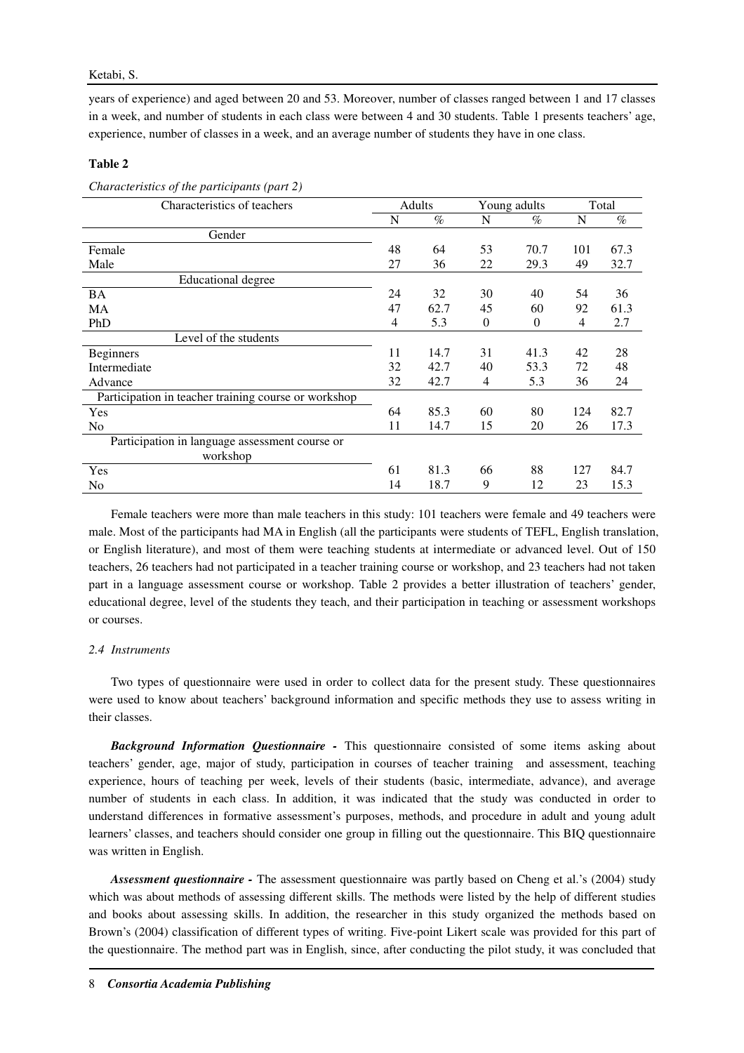years of experience) and aged between 20 and 53. Moreover, number of classes ranged between 1 and 17 classes in a week, and number of students in each class were between 4 and 30 students. Table 1 presents teachers' age, experience, number of classes in a week, and an average number of students they have in one class.

**Table 2**

*Characteristics of the participants (part 2)*

| Characteristics of teachers | Adults | | Young adults | | Total | |
|---|---|---|---|---|---|---|
| | N | % | N | % | N | % |
| Gender | | | | | | |
| Female | 48 | 64 | 53 | 70.7 | 101 | 67.3 |
| Male | 27 | 36 | 22 | 29.3 | 49 | 32.7 |
| Educational degree | | | | | | |
| BA | 24 | 32 | 30 | 40 | 54 | 36 |
| MA | 47 | 62.7 | 45 | 60 | 92 | 61.3 |
| PhD | 4 | 5.3 | 0 | 0 | 4 | 2.7 |
| Level of the students | | | | | | |
| Beginners | 11 | 14.7 | 31 | 41.3 | 42 | 28 |
| Intermediate | 32 | 42.7 | 40 | 53.3 | 72 | 48 |
| Advance | 32 | 42.7 | 4 | 5.3 | 36 | 24 |
| Participation in teacher training course or workshop | | | | | | |
| Yes | 64 | 85.3 | 60 | 80 | 124 | 82.7 |
| No | 11 | 14.7 | 15 | 20 | 26 | 17.3 |
| Participation in language assessment course or workshop | | | | | | |
| Yes | 61 | 81.3 | 66 | 88 | 127 | 84.7 |
| No | 14 | 18.7 | 9 | 12 | 23 | 15.3 |

Female teachers were more than male teachers in this study: 101 teachers were female and 49 teachers were male. Most of the participants had MA in English (all the participants were students of TEFL, English translation, or English literature), and most of them were teaching students at intermediate or advanced level. Out of 150 teachers, 26 teachers had not participated in a teacher training course or workshop, and 23 teachers had not taken part in a language assessment course or workshop. Table 2 provides a better illustration of teachers' gender, educational degree, level of the students they teach, and their participation in teaching or assessment workshops or courses.

### *2.4 Instruments*

Two types of questionnaire were used in order to collect data for the present study. These questionnaires were used to know about teachers' background information and specific methods they use to assess writing in their classes.

***Background Information Questionnaire -*** This questionnaire consisted of some items asking about teachers' gender, age, major of study, participation in courses of teacher training and assessment, teaching experience, hours of teaching per week, levels of their students (basic, intermediate, advance), and average number of students in each class. In addition, it was indicated that the study was conducted in order to understand differences in formative assessment's purposes, methods, and procedure in adult and young adult learners' classes, and teachers should consider one group in filling out the questionnaire. This BIQ questionnaire was written in English.

***Assessment questionnaire -*** The assessment questionnaire was partly based on Cheng et al.'s (2004) study which was about methods of assessing different skills. The methods were listed by the help of different studies and books about assessing skills. In addition, the researcher in this study organized the methods based on Brown's (2004) classification of different types of writing. Five-point Likert scale was provided for this part of the questionnaire. The method part was in English, since, after conducting the pilot study, it was concluded that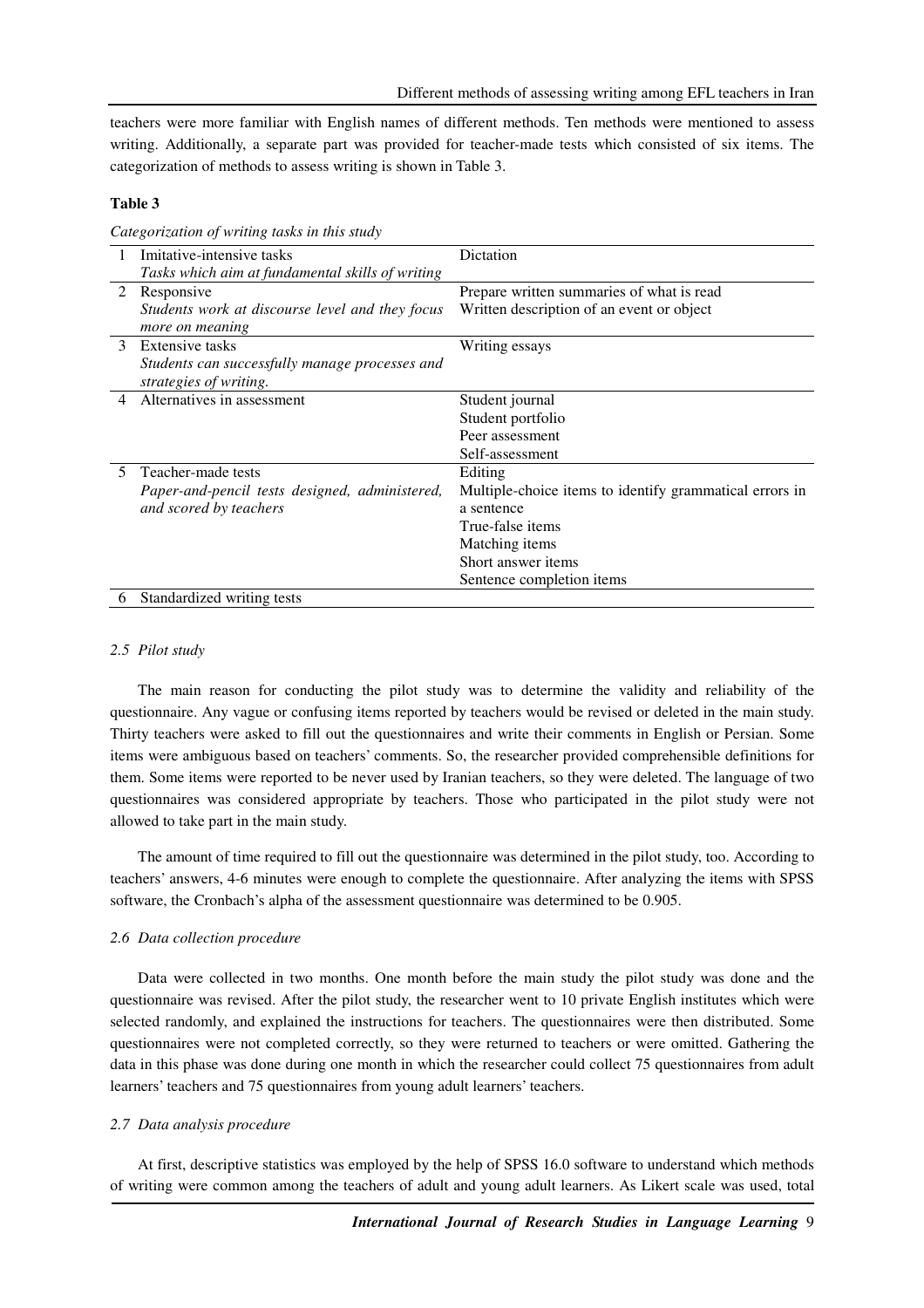teachers were more familiar with English names of different methods. Ten methods were mentioned to assess writing. Additionally, a separate part was provided for teacher-made tests which consisted of six items. The categorization of methods to assess writing is shown in Table 3.

**Table 3**

*Categorization of writing tasks in this study*

| | | |
|---|---|---|
| 1 | Imitative-intensive tasks<br>*Tasks which aim at fundamental skills of writing* | Dictation |
| 2 | Responsive<br>*Students work at discourse level and they focus more on meaning* | Prepare written summaries of what is read<br>Written description of an event or object |
| 3 | Extensive tasks<br>*Students can successfully manage processes and strategies of writing.* | Writing essays |
| 4 | Alternatives in assessment | Student journal<br>Student portfolio<br>Peer assessment<br>Self-assessment |
| 5 | Teacher-made tests<br>*Paper-and-pencil tests designed, administered, and scored by teachers* | Editing<br>Multiple-choice items to identify grammatical errors in a sentence<br>True-false items<br>Matching items<br>Short answer items<br>Sentence completion items |
| 6 | Standardized writing tests | |

### *2.5 Pilot study*

The main reason for conducting the pilot study was to determine the validity and reliability of the questionnaire. Any vague or confusing items reported by teachers would be revised or deleted in the main study. Thirty teachers were asked to fill out the questionnaires and write their comments in English or Persian. Some items were ambiguous based on teachers' comments. So, the researcher provided comprehensible definitions for them. Some items were reported to be never used by Iranian teachers, so they were deleted. The language of two questionnaires was considered appropriate by teachers. Those who participated in the pilot study were not allowed to take part in the main study.

The amount of time required to fill out the questionnaire was determined in the pilot study, too. According to teachers' answers, 4-6 minutes were enough to complete the questionnaire. After analyzing the items with SPSS software, the Cronbach's alpha of the assessment questionnaire was determined to be 0.905.

### *2.6 Data collection procedure*

Data were collected in two months. One month before the main study the pilot study was done and the questionnaire was revised. After the pilot study, the researcher went to 10 private English institutes which were selected randomly, and explained the instructions for teachers. The questionnaires were then distributed. Some questionnaires were not completed correctly, so they were returned to teachers or were omitted. Gathering the data in this phase was done during one month in which the researcher could collect 75 questionnaires from adult learners' teachers and 75 questionnaires from young adult learners' teachers.

### *2.7 Data analysis procedure*

At first, descriptive statistics was employed by the help of SPSS 16.0 software to understand which methods of writing were common among the teachers of adult and young adult learners. As Likert scale was used, total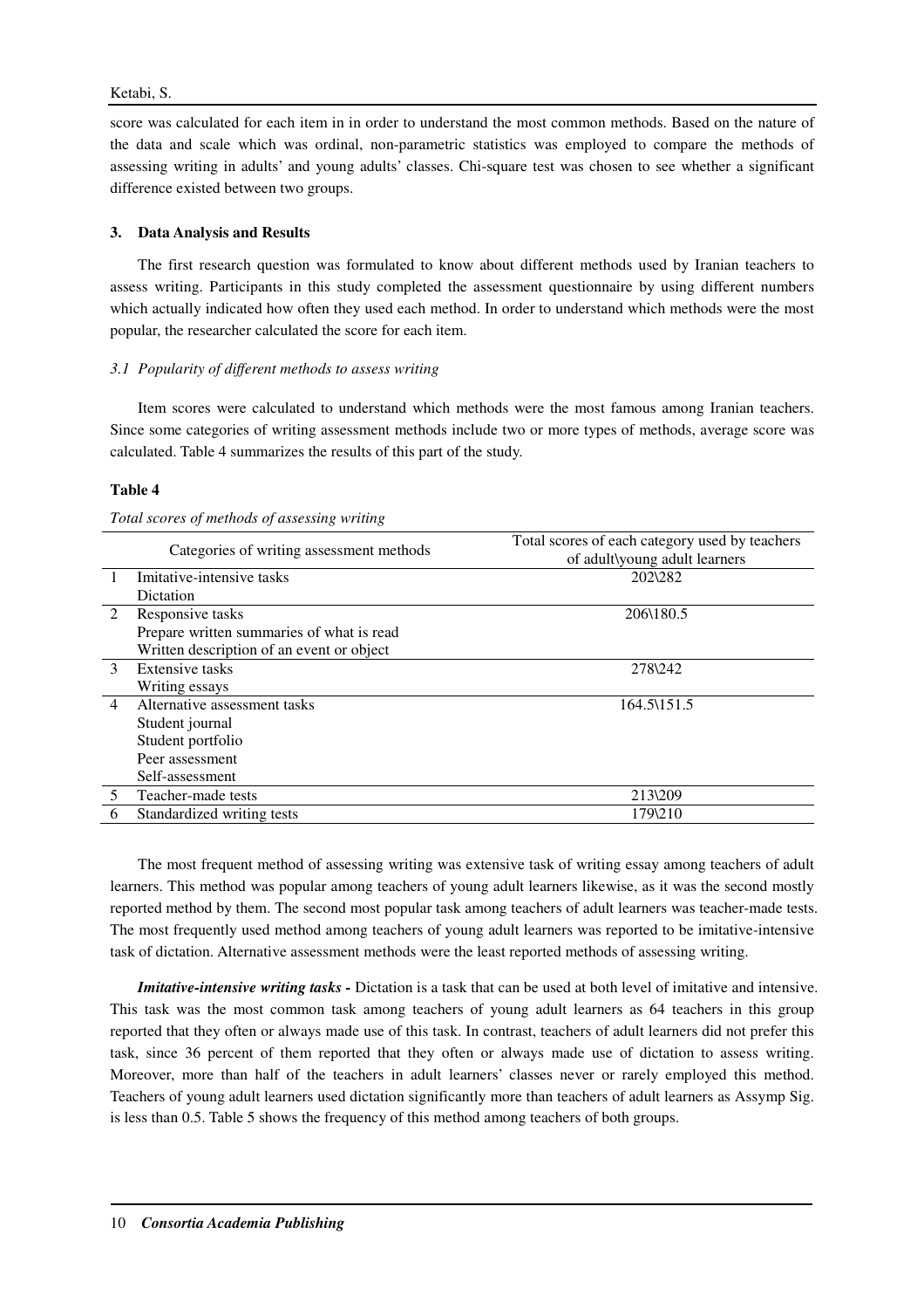score was calculated for each item in in order to understand the most common methods. Based on the nature of the data and scale which was ordinal, non-parametric statistics was employed to compare the methods of assessing writing in adults' and young adults' classes. Chi-square test was chosen to see whether a significant difference existed between two groups.

## 3. Data Analysis and Results

The first research question was formulated to know about different methods used by Iranian teachers to assess writing. Participants in this study completed the assessment questionnaire by using different numbers which actually indicated how often they used each method. In order to understand which methods were the most popular, the researcher calculated the score for each item.

### *3.1 Popularity of different methods to assess writing*

Item scores were calculated to understand which methods were the most famous among Iranian teachers. Since some categories of writing assessment methods include two or more types of methods, average score was calculated. Table 4 summarizes the results of this part of the study.

**Table 4**

*Total scores of methods of assessing writing*

| | Categories of writing assessment methods | Total scores of each category used by teachers of adult\young adult learners |
|---|---|---|
| 1 | Imitative-intensive tasks<br>Dictation | 202\282 |
| 2 | Responsive tasks<br>Prepare written summaries of what is read<br>Written description of an event or object | 206\180.5 |
| 3 | Extensive tasks<br>Writing essays | 278\242 |
| 4 | Alternative assessment tasks<br>Student journal<br>Student portfolio<br>Peer assessment<br>Self-assessment | 164.5\151.5 |
| 5 | Teacher-made tests | 213\209 |
| 6 | Standardized writing tests | 179\210 |

The most frequent method of assessing writing was extensive task of writing essay among teachers of adult learners. This method was popular among teachers of young adult learners likewise, as it was the second mostly reported method by them. The second most popular task among teachers of adult learners was teacher-made tests. The most frequently used method among teachers of young adult learners was reported to be imitative-intensive task of dictation. Alternative assessment methods were the least reported methods of assessing writing.

***Imitative-intensive writing tasks -*** Dictation is a task that can be used at both level of imitative and intensive. This task was the most common task among teachers of young adult learners as 64 teachers in this group reported that they often or always made use of this task. In contrast, teachers of adult learners did not prefer this task, since 36 percent of them reported that they often or always made use of dictation to assess writing. Moreover, more than half of the teachers in adult learners' classes never or rarely employed this method. Teachers of young adult learners used dictation significantly more than teachers of adult learners as Assymp Sig. is less than 0.5. Table 5 shows the frequency of this method among teachers of both groups.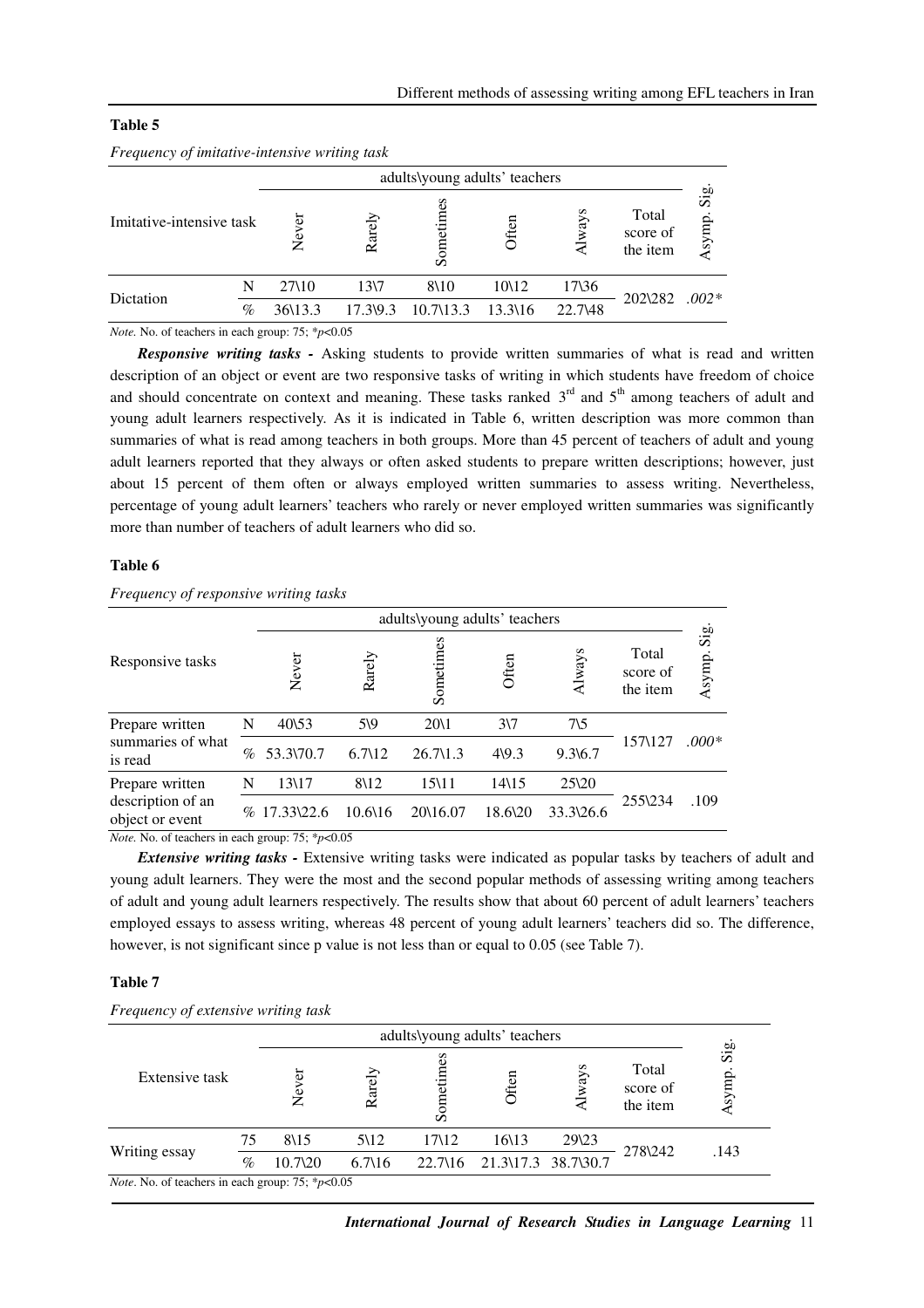**Table 5**

*Frequency of imitative-intensive writing task*

| Imitative-intensive task | | adults\young adults' teachers | | | | | | |
|---|---|---|---|---|---|---|---|---|
| | | Never | Rarely | Sometimes | Often | Always | Total score of the item | Asymp. Sig. |
| Dictation | N | 27\10 | 13\7 | 8\10 | 10\12 | 17\36 | 202\282 | *.002** |
| | % | 36\13.3 | 17.3\9.3 | 10.7\13.3 | 13.3\16 | 22.7\48 | | |

*Note*. No. of teachers in each group: 75; \**p*<0.05

***Responsive writing tasks -*** Asking students to provide written summaries of what is read and written description of an object or event are two responsive tasks of writing in which students have freedom of choice and should concentrate on context and meaning. These tasks ranked 3rd and 5th among teachers of adult and young adult learners respectively. As it is indicated in Table 6, written description was more common than summaries of what is read among teachers in both groups. More than 45 percent of teachers of adult and young adult learners reported that they always or often asked students to prepare written descriptions; however, just about 15 percent of them often or always employed written summaries to assess writing. Nevertheless, percentage of young adult learners' teachers who rarely or never employed written summaries was significantly more than number of teachers of adult learners who did so.

**Table 6**

*Frequency of responsive writing tasks*

| Responsive tasks | | adults\young adults' teachers | | | | | | |
|---|---|---|---|---|---|---|---|---|
| | | Never | Rarely | Sometimes | Often | Always | Total score of the item | Asymp. Sig. |
| Prepare written summaries of what is read | N | 40\53 | 5\9 | 20\1 | 3\7 | 7\5 | 157\127 | *.000** |
| | % | 53.3\70.7 | 6.7\12 | 26.7\1.3 | 4\9.3 | 9.3\6.7 | | |
| Prepare written description of an object or event | N | 13\17 | 8\12 | 15\11 | 14\15 | 25\20 | 255\234 | .109 |
| | % | 17.33\22.6 | 10.6\16 | 20\16.07 | 18.6\20 | 33.3\26.6 | | |

*Note*. No. of teachers in each group: 75; \**p*<0.05

***Extensive writing tasks -*** Extensive writing tasks were indicated as popular tasks by teachers of adult and young adult learners. They were the most and the second popular methods of assessing writing among teachers of adult and young adult learners respectively. The results show that about 60 percent of adult learners' teachers employed essays to assess writing, whereas 48 percent of young adult learners' teachers did so. The difference, however, is not significant since p value is not less than or equal to 0.05 (see Table 7).

**Table 7**

*Frequency of extensive writing task*

| Extensive task | | adults\young adults' teachers | | | | | | |
|---|---|---|---|---|---|---|---|---|
| | | Never | Rarely | Sometimes | Often | Always | Total score of the item | Asymp. Sig. |
| Writing essay | 75 | 8\15 | 5\12 | 17\12 | 16\13 | 29\23 | 278\242 | .143 |
| | % | 10.7\20 | 6.7\16 | 22.7\16 | 21.3\17.3 | 38.7\30.7 | | |

*Note*. No. of teachers in each group: 75; \**p*<0.05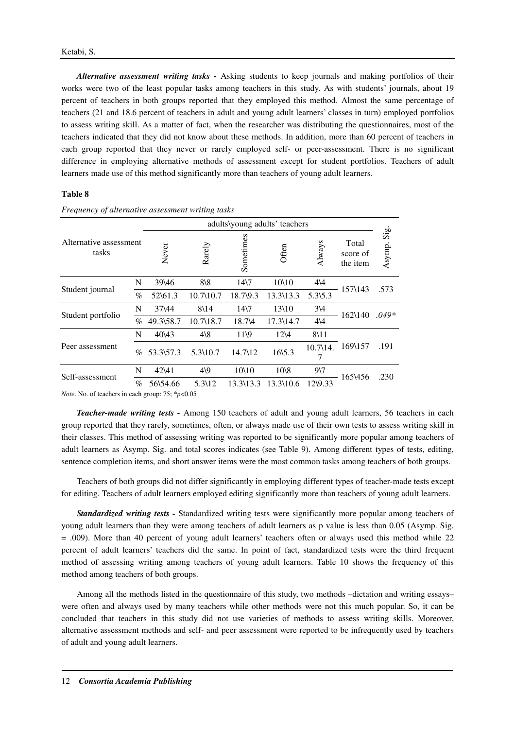***Alternative assessment writing tasks -*** Asking students to keep journals and making portfolios of their works were two of the least popular tasks among teachers in this study. As with students' journals, about 19 percent of teachers in both groups reported that they employed this method. Almost the same percentage of teachers (21 and 18.6 percent of teachers in adult and young adult learners' classes in turn) employed portfolios to assess writing skill. As a matter of fact, when the researcher was distributing the questionnaires, most of the teachers indicated that they did not know about these methods. In addition, more than 60 percent of teachers in each group reported that they never or rarely employed self- or peer-assessment. There is no significant difference in employing alternative methods of assessment except for student portfolios. Teachers of adult learners made use of this method significantly more than teachers of young adult learners.

**Table 8**

*Frequency of alternative assessment writing tasks*

| Alternative assessment tasks | | adults\young adults' teachers | | | | | | |
|---|---|---|---|---|---|---|---|---|
| | | Never | Rarely | Sometimes | Often | Always | Total score of the item | Asymp. Sig. |
| Student journal | N | 39\46 | 8\8 | 14\7 | 10\10 | 4\4 | 157\143 | .573 |
| | % | 52\61.3 | 10.7\10.7 | 18.7\9.3 | 13.3\13.3 | 5.3\5.3 | | |
| Student portfolio | N | 37\44 | 8\14 | 14\7 | 13\10 | 3\4 | 162\140 | *.049** |
| | % | 49.3\58.7 | 10.7\18.7 | 18.7\4 | 17.3\14.7 | 4\4 | | |
| Peer assessment | N | 40\43 | 4\8 | 11\9 | 12\4 | 8\11 | 169\157 | .191 |
| | % | 53.3\57.3 | 5.3\10.7 | 14.7\12 | 16\5.3 | 10.7\14.7 | | |
| Self-assessment | N | 42\41 | 4\9 | 10\10 | 10\8 | 9\7 | 165\456 | .230 |
| | % | 56\54.66 | 5.3\12 | 13.3\13.3 | 13.3\10.6 | 12\9.33 | | |

*Note*. No. of teachers in each group: 75; $*p<0.05$

***Teacher-made writing tests -*** Among 150 teachers of adult and young adult learners, 56 teachers in each group reported that they rarely, sometimes, often, or always made use of their own tests to assess writing skill in their classes. This method of assessing writing was reported to be significantly more popular among teachers of adult learners as Asymp. Sig. and total scores indicates (see Table 9). Among different types of tests, editing, sentence completion items, and short answer items were the most common tasks among teachers of both groups.

Teachers of both groups did not differ significantly in employing different types of teacher-made tests except for editing. Teachers of adult learners employed editing significantly more than teachers of young adult learners.

***Standardized writing tests -*** Standardized writing tests were significantly more popular among teachers of young adult learners than they were among teachers of adult learners as p value is less than 0.05 (Asymp. Sig. = .009). More than 40 percent of young adult learners' teachers often or always used this method while 22 percent of adult learners' teachers did the same. In point of fact, standardized tests were the third frequent method of assessing writing among teachers of young adult learners. Table 10 shows the frequency of this method among teachers of both groups.

Among all the methods listed in the questionnaire of this study, two methods –dictation and writing essays– were often and always used by many teachers while other methods were not this much popular. So, it can be concluded that teachers in this study did not use varieties of methods to assess writing skills. Moreover, alternative assessment methods and self- and peer assessment were reported to be infrequently used by teachers of adult and young adult learners.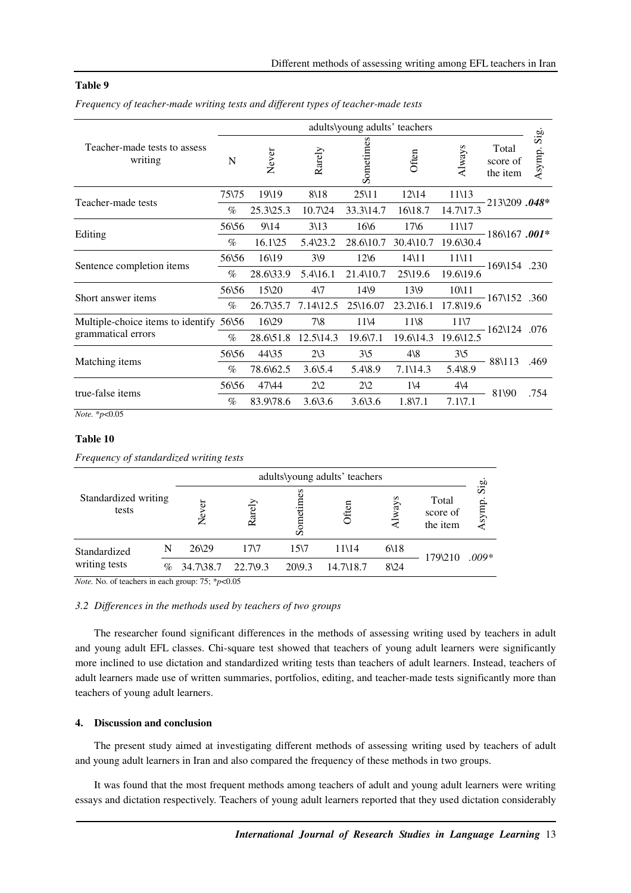**Table 9**

*Frequency of teacher-made writing tests and different types of teacher-made tests*

| Teacher-made tests to assess writing | adults\young adults' teachers | | | | | | | |
|---|---|---|---|---|---|---|---|---|
| | N | Never | Rarely | Sometimes | Often | Always | Total score of the item | Asymp. Sig. |
| Teacher-made tests | 75\75 | 19\19 | 8\18 | 25\11 | 12\14 | 11\13 | 213\209 | ***.048**** |
| | % | 25.3\25.3 | 10.7\24 | 33.3\14.7 | 16\18.7 | 14.7\17.3 | | |
| Editing | 56\56 | 9\14 | 3\13 | 16\6 | 17\6 | 11\17 | 186\167 | ***.001**** |
| | % | 16.1\25 | 5.4\23.2 | 28.6\10.7 | 30.4\10.7 | 19.6\30.4 | | |
| Sentence completion items | 56\56 | 16\19 | 3\9 | 12\6 | 14\11 | 11\11 | 169\154 | .230 |
| | % | 28.6\33.9 | 5.4\16.1 | 21.4\10.7 | 25\19.6 | 19.6\19.6 | | |
| Short answer items | 56\56 | 15\20 | 4\7 | 14\9 | 13\9 | 10\11 | 167\152 | .360 |
| | % | 26.7\35.7 | 7.14\12.5 | 25\16.07 | 23.2\16.1 | 17.8\19.6 | | |
| Multiple-choice items to identify grammatical errors | 56\56 | 16\29 | 7\8 | 11\4 | 11\8 | 11\7 | 162\124 | .076 |
| | % | 28.6\51.8 | 12.5\14.3 | 19.6\7.1 | 19.6\14.3 | 19.6\12.5 | | |
| Matching items | 56\56 | 44\35 | 2\3 | 3\5 | 4\8 | 3\5 | 88\113 | .469 |
| | % | 78.6\62.5 | 3.6\5.4 | 5.4\8.9 | 7.1\14.3 | 5.4\8.9 | | |
| true-false items | 56\56 | 47\44 | 2\2 | 2\2 | 1\4 | 4\4 | 81\90 | .754 |
| | % | 83.9\78.6 | 3.6\3.6 | 3.6\3.6 | 1.8\7.1 | 7.1\7.1 | | |

*Note.* *$p$<0.05

**Table 10**

*Frequency of standardized writing tests*

| Standardized writing tests | | adults\young adults' teachers | | | | | | |
|---|---|---|---|---|---|---|---|---|
| | | Never | Rarely | Sometimes | Often | Always | Total score of the item | Asymp. Sig. |
| Standardized writing tests | N | 26\29 | 17\7 | 15\7 | 11\14 | 6\18 | 179\210 | *.009** |
| | % | 34.7\38.7 | 22.7\9.3 | 20\9.3 | 14.7\18.7 | 8\24 | | |

*Note.* No. of teachers in each group: 75; *$p$<0.05

### *3.2 Differences in the methods used by teachers of two groups*

The researcher found significant differences in the methods of assessing writing used by teachers in adult and young adult EFL classes. Chi-square test showed that teachers of young adult learners were significantly more inclined to use dictation and standardized writing tests than teachers of adult learners. Instead, teachers of adult learners made use of written summaries, portfolios, editing, and teacher-made tests significantly more than teachers of young adult learners.

## 4. Discussion and conclusion

The present study aimed at investigating different methods of assessing writing used by teachers of adult and young adult learners in Iran and also compared the frequency of these methods in two groups.

It was found that the most frequent methods among teachers of adult and young adult learners were writing essays and dictation respectively. Teachers of young adult learners reported that they used dictation considerably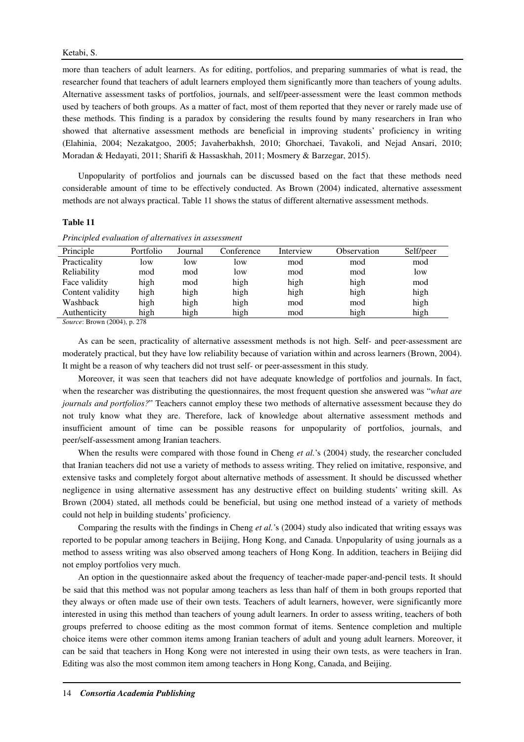more than teachers of adult learners. As for editing, portfolios, and preparing summaries of what is read, the researcher found that teachers of adult learners employed them significantly more than teachers of young adults. Alternative assessment tasks of portfolios, journals, and self/peer-assessment were the least common methods used by teachers of both groups. As a matter of fact, most of them reported that they never or rarely made use of these methods. This finding is a paradox by considering the results found by many researchers in Iran who showed that alternative assessment methods are beneficial in improving students' proficiency in writing (Elahinia, 2004; Nezakatgoo, 2005; Javaherbakhsh, 2010; Ghorchaei, Tavakoli, and Nejad Ansari, 2010; Moradan & Hedayati, 2011; Sharifi & Hassaskhah, 2011; Mosmery & Barzegar, 2015).

Unpopularity of portfolios and journals can be discussed based on the fact that these methods need considerable amount of time to be effectively conducted. As Brown (2004) indicated, alternative assessment methods are not always practical. Table 11 shows the status of different alternative assessment methods.

**Table 11**

*Principled evaluation of alternatives in assessment*

| Principle | Portfolio | Journal | Conference | Interview | Observation | Self/peer |
|---|---|---|---|---|---|---|
| Practicality | low | low | low | mod | mod | mod |
| Reliability | mod | mod | low | mod | mod | low |
| Face validity | high | mod | high | high | high | mod |
| Content validity | high | high | high | high | high | high |
| Washback | high | high | high | mod | mod | high |
| Authenticity | high | high | high | mod | high | high |

*Source*: Brown (2004), p. 278

As can be seen, practicality of alternative assessment methods is not high. Self- and peer-assessment are moderately practical, but they have low reliability because of variation within and across learners (Brown, 2004). It might be a reason of why teachers did not trust self- or peer-assessment in this study.

Moreover, it was seen that teachers did not have adequate knowledge of portfolios and journals. In fact, when the researcher was distributing the questionnaires, the most frequent question she answered was "*what are journals and portfolios?*" Teachers cannot employ these two methods of alternative assessment because they do not truly know what they are. Therefore, lack of knowledge about alternative assessment methods and insufficient amount of time can be possible reasons for unpopularity of portfolios, journals, and peer/self-assessment among Iranian teachers.

When the results were compared with those found in Cheng *et al.*'s (2004) study, the researcher concluded that Iranian teachers did not use a variety of methods to assess writing. They relied on imitative, responsive, and extensive tasks and completely forgot about alternative methods of assessment. It should be discussed whether negligence in using alternative assessment has any destructive effect on building students' writing skill. As Brown (2004) stated, all methods could be beneficial, but using one method instead of a variety of methods could not help in building students' proficiency.

Comparing the results with the findings in Cheng *et al.*'s (2004) study also indicated that writing essays was reported to be popular among teachers in Beijing, Hong Kong, and Canada. Unpopularity of using journals as a method to assess writing was also observed among teachers of Hong Kong. In addition, teachers in Beijing did not employ portfolios very much.

An option in the questionnaire asked about the frequency of teacher-made paper-and-pencil tests. It should be said that this method was not popular among teachers as less than half of them in both groups reported that they always or often made use of their own tests. Teachers of adult learners, however, were significantly more interested in using this method than teachers of young adult learners. In order to assess writing, teachers of both groups preferred to choose editing as the most common format of items. Sentence completion and multiple choice items were other common items among Iranian teachers of adult and young adult learners. Moreover, it can be said that teachers in Hong Kong were not interested in using their own tests, as were teachers in Iran. Editing was also the most common item among teachers in Hong Kong, Canada, and Beijing.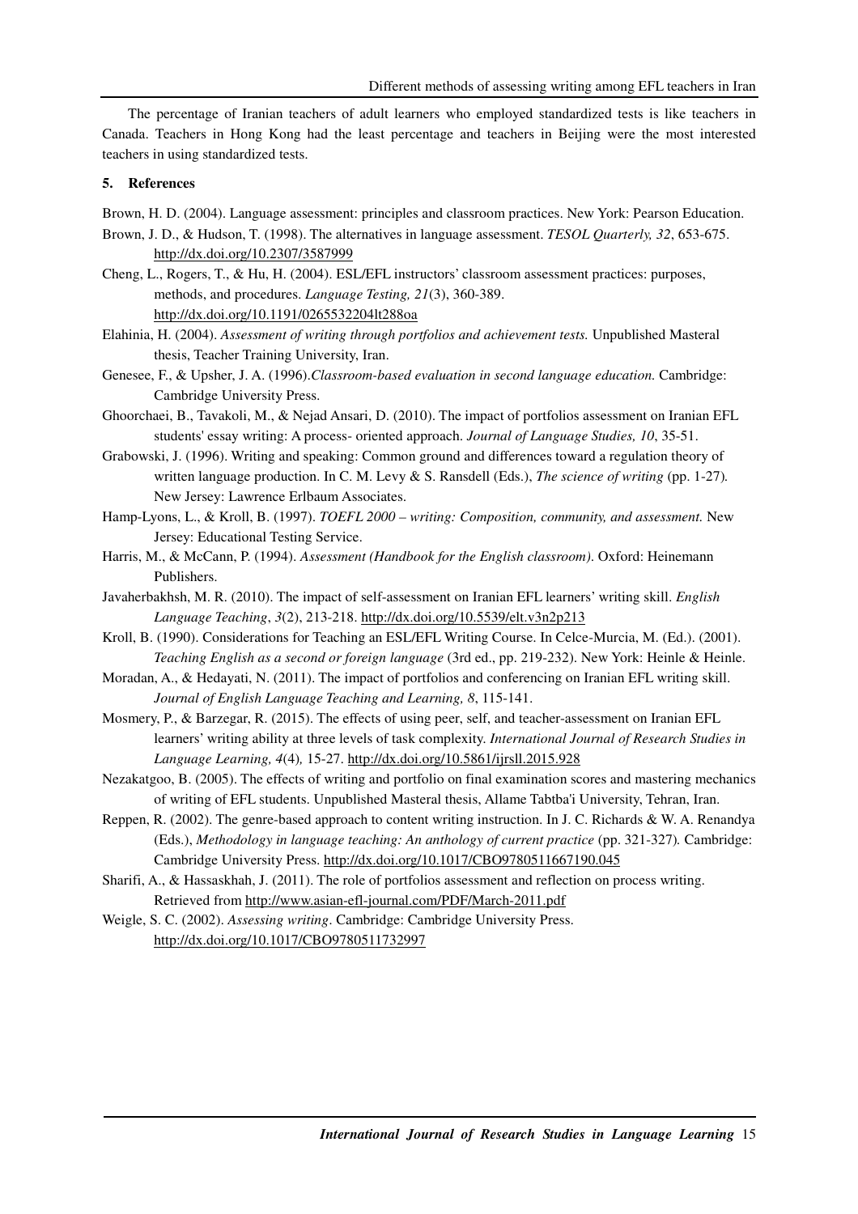The percentage of Iranian teachers of adult learners who employed standardized tests is like teachers in Canada. Teachers in Hong Kong had the least percentage and teachers in Beijing were the most interested teachers in using standardized tests.

## 5. References

Brown, H. D. (2004). Language assessment: principles and classroom practices. New York: Pearson Education.

Brown, J. D., & Hudson, T. (1998). The alternatives in language assessment. *TESOL Quarterly, 32*, 653-675. http://dx.doi.org/10.2307/3587999

Cheng, L., Rogers, T., & Hu, H. (2004). ESL/EFL instructors' classroom assessment practices: purposes, methods, and procedures. *Language Testing, 21*(3), 360-389. http://dx.doi.org/10.1191/0265532204lt288oa

Elahinia, H. (2004). *Assessment of writing through portfolios and achievement tests.* Unpublished Masteral thesis, Teacher Training University, Iran.

Genesee, F., & Upsher, J. A. (1996).*Classroom-based evaluation in second language education.* Cambridge: Cambridge University Press.

Ghoorchaei, B., Tavakoli, M., & Nejad Ansari, D. (2010). The impact of portfolios assessment on Iranian EFL students' essay writing: A process- oriented approach. *Journal of Language Studies, 10*, 35-51.

Grabowski, J. (1996). Writing and speaking: Common ground and differences toward a regulation theory of written language production. In C. M. Levy & S. Ransdell (Eds.), *The science of writing* (pp. 1-27). New Jersey: Lawrence Erlbaum Associates.

Hamp-Lyons, L., & Kroll, B. (1997). *TOEFL 2000 – writing: Composition, community, and assessment.* New Jersey: Educational Testing Service.

Harris, M., & McCann, P. (1994). *Assessment (Handbook for the English classroom)*. Oxford: Heinemann Publishers.

Javaherbakhsh, M. R. (2010). The impact of self-assessment on Iranian EFL learners' writing skill. *English Language Teaching*, *3*(2), 213-218. http://dx.doi.org/10.5539/elt.v3n2p213

Kroll, B. (1990). Considerations for Teaching an ESL/EFL Writing Course. In Celce-Murcia, M. (Ed.). (2001). *Teaching English as a second or foreign language* (3rd ed., pp. 219-232). New York: Heinle & Heinle.

Moradan, A., & Hedayati, N. (2011). The impact of portfolios and conferencing on Iranian EFL writing skill. *Journal of English Language Teaching and Learning, 8*, 115-141.

Mosmery, P., & Barzegar, R. (2015). The effects of using peer, self, and teacher-assessment on Iranian EFL learners' writing ability at three levels of task complexity. *International Journal of Research Studies in Language Learning, 4*(4)*,* 15-27. http://dx.doi.org/10.5861/ijrsll.2015.928

Nezakatgoo, B. (2005). The effects of writing and portfolio on final examination scores and mastering mechanics of writing of EFL students. Unpublished Masteral thesis, Allame Tabtba'i University, Tehran, Iran.

Reppen, R. (2002). The genre-based approach to content writing instruction. In J. C. Richards & W. A. Renandya (Eds.), *Methodology in language teaching: An anthology of current practice* (pp. 321-327)*.* Cambridge: Cambridge University Press. http://dx.doi.org/10.1017/CBO9780511667190.045

Sharifi, A., & Hassaskhah, J. (2011). The role of portfolios assessment and reflection on process writing. Retrieved from http://www.asian-efl-journal.com/PDF/March-2011.pdf

Weigle, S. C. (2002). *Assessing writing*. Cambridge: Cambridge University Press. http://dx.doi.org/10.1017/CBO9780511732997